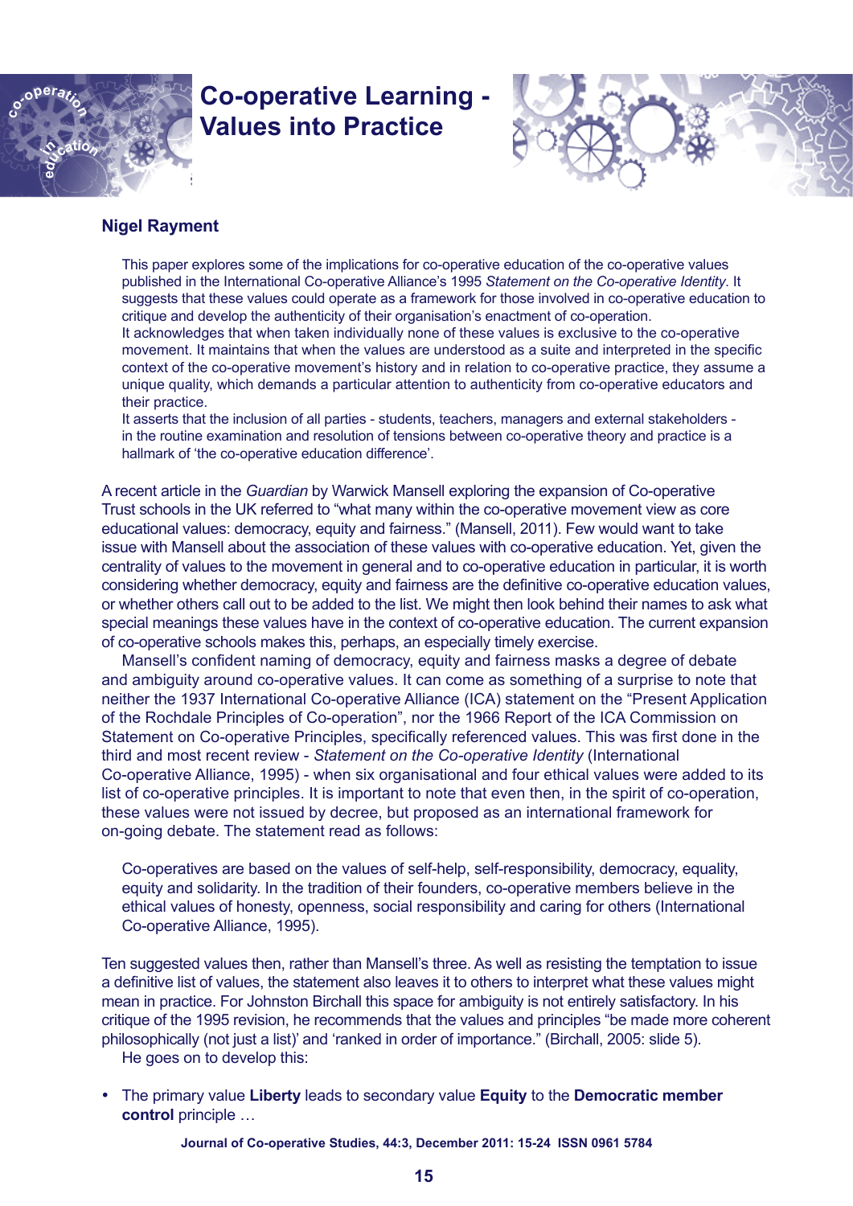# Co-operative Learning - Values into Practice

**Nigel Rayment**

> This paper explores some of the implications for co-operative education of the co-operative values published in the International Co-operative Alliance's 1995 *Statement on the Co-operative Identity*. It suggests that these values could operate as a framework for those involved in co-operative education to critique and develop the authenticity of their organisation's enactment of co-operation.
> It acknowledges that when taken individually none of these values is exclusive to the co-operative movement. It maintains that when the values are understood as a suite and interpreted in the specific context of the co-operative movement's history and in relation to co-operative practice, they assume a unique quality, which demands a particular attention to authenticity from co-operative educators and their practice.
> It asserts that the inclusion of all parties - students, teachers, managers and external stakeholders - in the routine examination and resolution of tensions between co-operative theory and practice is a hallmark of 'the co-operative education difference'.

A recent article in the *Guardian* by Warwick Mansell exploring the expansion of Co-operative Trust schools in the UK referred to "what many within the co-operative movement view as core educational values: democracy, equity and fairness." (Mansell, 2011). Few would want to take issue with Mansell about the association of these values with co-operative education. Yet, given the centrality of values to the movement in general and to co-operative education in particular, it is worth considering whether democracy, equity and fairness are the definitive co-operative education values, or whether others call out to be added to the list. We might then look behind their names to ask what special meanings these values have in the context of co-operative education. The current expansion of co-operative schools makes this, perhaps, an especially timely exercise.

Mansell's confident naming of democracy, equity and fairness masks a degree of debate and ambiguity around co-operative values. It can come as something of a surprise to note that neither the 1937 International Co-operative Alliance (ICA) statement on the "Present Application of the Rochdale Principles of Co-operation", nor the 1966 Report of the ICA Commission on Statement on Co-operative Principles, specifically referenced values. This was first done in the third and most recent review - *Statement on the Co-operative Identity* (International Co-operative Alliance, 1995) - when six organisational and four ethical values were added to its list of co-operative principles. It is important to note that even then, in the spirit of co-operation, these values were not issued by decree, but proposed as an international framework for on-going debate. The statement read as follows:

> Co-operatives are based on the values of self-help, self-responsibility, democracy, equality, equity and solidarity. In the tradition of their founders, co-operative members believe in the ethical values of honesty, openness, social responsibility and caring for others (International Co-operative Alliance, 1995).

Ten suggested values then, rather than Mansell's three. As well as resisting the temptation to issue a definitive list of values, the statement also leaves it to others to interpret what these values might mean in practice. For Johnston Birchall this space for ambiguity is not entirely satisfactory. In his critique of the 1995 revision, he recommends that the values and principles "be made more coherent philosophically (not just a list)' and 'ranked in order of importance." (Birchall, 2005: slide 5).

He goes on to develop this:

- The primary value **Liberty** leads to secondary value **Equity** to the **Democratic member control** principle …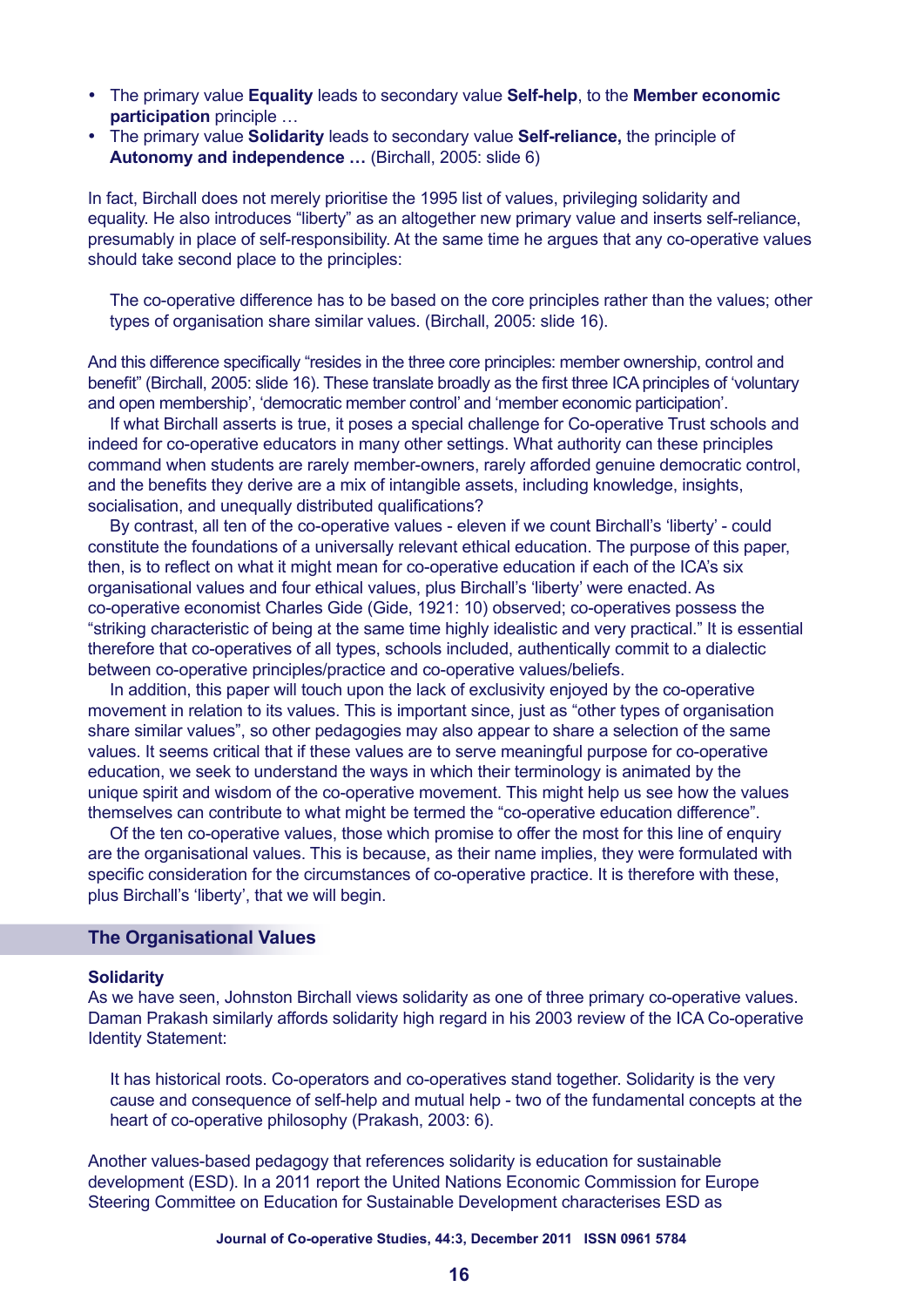- The primary value **Equality** leads to secondary value **Self-help**, to the **Member economic participation** principle …
- The primary value **Solidarity** leads to secondary value **Self-reliance,** the principle of **Autonomy and independence …** (Birchall, 2005: slide 6)

In fact, Birchall does not merely prioritise the 1995 list of values, privileging solidarity and equality. He also introduces "liberty" as an altogether new primary value and inserts self-reliance, presumably in place of self-responsibility. At the same time he argues that any co-operative values should take second place to the principles:

> The co-operative difference has to be based on the core principles rather than the values; other types of organisation share similar values. (Birchall, 2005: slide 16).

And this difference specifically "resides in the three core principles: member ownership, control and benefit" (Birchall, 2005: slide 16). These translate broadly as the first three ICA principles of 'voluntary and open membership', 'democratic member control' and 'member economic participation'.

If what Birchall asserts is true, it poses a special challenge for Co-operative Trust schools and indeed for co-operative educators in many other settings. What authority can these principles command when students are rarely member-owners, rarely afforded genuine democratic control, and the benefits they derive are a mix of intangible assets, including knowledge, insights, socialisation, and unequally distributed qualifications?

By contrast, all ten of the co-operative values - eleven if we count Birchall's 'liberty' - could constitute the foundations of a universally relevant ethical education. The purpose of this paper, then, is to reflect on what it might mean for co-operative education if each of the ICA's six organisational values and four ethical values, plus Birchall's 'liberty' were enacted. As co-operative economist Charles Gide (Gide, 1921: 10) observed; co-operatives possess the "striking characteristic of being at the same time highly idealistic and very practical." It is essential therefore that co-operatives of all types, schools included, authentically commit to a dialectic between co-operative principles/practice and co-operative values/beliefs.

In addition, this paper will touch upon the lack of exclusivity enjoyed by the co-operative movement in relation to its values. This is important since, just as "other types of organisation share similar values", so other pedagogies may also appear to share a selection of the same values. It seems critical that if these values are to serve meaningful purpose for co-operative education, we seek to understand the ways in which their terminology is animated by the unique spirit and wisdom of the co-operative movement. This might help us see how the values themselves can contribute to what might be termed the "co-operative education difference".

Of the ten co-operative values, those which promise to offer the most for this line of enquiry are the organisational values. This is because, as their name implies, they were formulated with specific consideration for the circumstances of co-operative practice. It is therefore with these, plus Birchall's 'liberty', that we will begin.

## The Organisational Values

### Solidarity

As we have seen, Johnston Birchall views solidarity as one of three primary co-operative values. Daman Prakash similarly affords solidarity high regard in his 2003 review of the ICA Co-operative Identity Statement:

> It has historical roots. Co-operators and co-operatives stand together. Solidarity is the very cause and consequence of self-help and mutual help - two of the fundamental concepts at the heart of co-operative philosophy (Prakash, 2003: 6).

Another values-based pedagogy that references solidarity is education for sustainable development (ESD). In a 2011 report the United Nations Economic Commission for Europe Steering Committee on Education for Sustainable Development characterises ESD as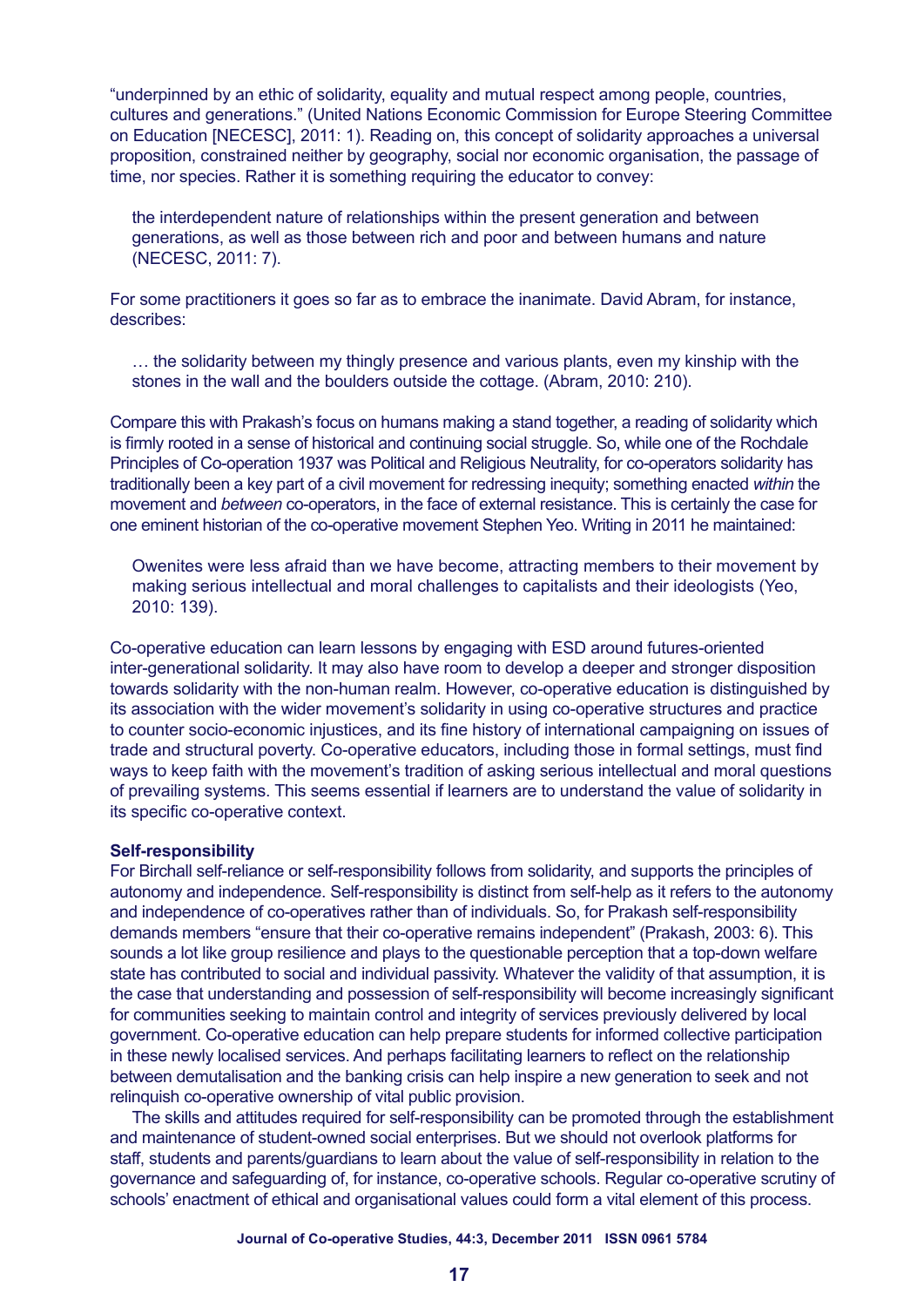"underpinned by an ethic of solidarity, equality and mutual respect among people, countries, cultures and generations." (United Nations Economic Commission for Europe Steering Committee on Education [NECESC], 2011: 1). Reading on, this concept of solidarity approaches a universal proposition, constrained neither by geography, social nor economic organisation, the passage of time, nor species. Rather it is something requiring the educator to convey:

> the interdependent nature of relationships within the present generation and between generations, as well as those between rich and poor and between humans and nature (NECESC, 2011: 7).

For some practitioners it goes so far as to embrace the inanimate. David Abram, for instance, describes:

> … the solidarity between my thingly presence and various plants, even my kinship with the stones in the wall and the boulders outside the cottage. (Abram, 2010: 210).

Compare this with Prakash's focus on humans making a stand together, a reading of solidarity which is firmly rooted in a sense of historical and continuing social struggle. So, while one of the Rochdale Principles of Co-operation 1937 was Political and Religious Neutrality, for co-operators solidarity has traditionally been a key part of a civil movement for redressing inequity; something enacted *within* the movement and *between* co-operators, in the face of external resistance. This is certainly the case for one eminent historian of the co-operative movement Stephen Yeo. Writing in 2011 he maintained:

> Owenites were less afraid than we have become, attracting members to their movement by making serious intellectual and moral challenges to capitalists and their ideologists (Yeo, 2010: 139).

Co-operative education can learn lessons by engaging with ESD around futures-oriented inter-generational solidarity. It may also have room to develop a deeper and stronger disposition towards solidarity with the non-human realm. However, co-operative education is distinguished by its association with the wider movement's solidarity in using co-operative structures and practice to counter socio-economic injustices, and its fine history of international campaigning on issues of trade and structural poverty. Co-operative educators, including those in formal settings, must find ways to keep faith with the movement's tradition of asking serious intellectual and moral questions of prevailing systems. This seems essential if learners are to understand the value of solidarity in its specific co-operative context.

**Self-responsibility**

For Birchall self-reliance or self-responsibility follows from solidarity, and supports the principles of autonomy and independence. Self-responsibility is distinct from self-help as it refers to the autonomy and independence of co-operatives rather than of individuals. So, for Prakash self-responsibility demands members "ensure that their co-operative remains independent" (Prakash, 2003: 6). This sounds a lot like group resilience and plays to the questionable perception that a top-down welfare state has contributed to social and individual passivity. Whatever the validity of that assumption, it is the case that understanding and possession of self-responsibility will become increasingly significant for communities seeking to maintain control and integrity of services previously delivered by local government. Co-operative education can help prepare students for informed collective participation in these newly localised services. And perhaps facilitating learners to reflect on the relationship between demutualisation and the banking crisis can help inspire a new generation to seek and not relinquish co-operative ownership of vital public provision.

The skills and attitudes required for self-responsibility can be promoted through the establishment and maintenance of student-owned social enterprises. But we should not overlook platforms for staff, students and parents/guardians to learn about the value of self-responsibility in relation to the governance and safeguarding of, for instance, co-operative schools. Regular co-operative scrutiny of schools' enactment of ethical and organisational values could form a vital element of this process.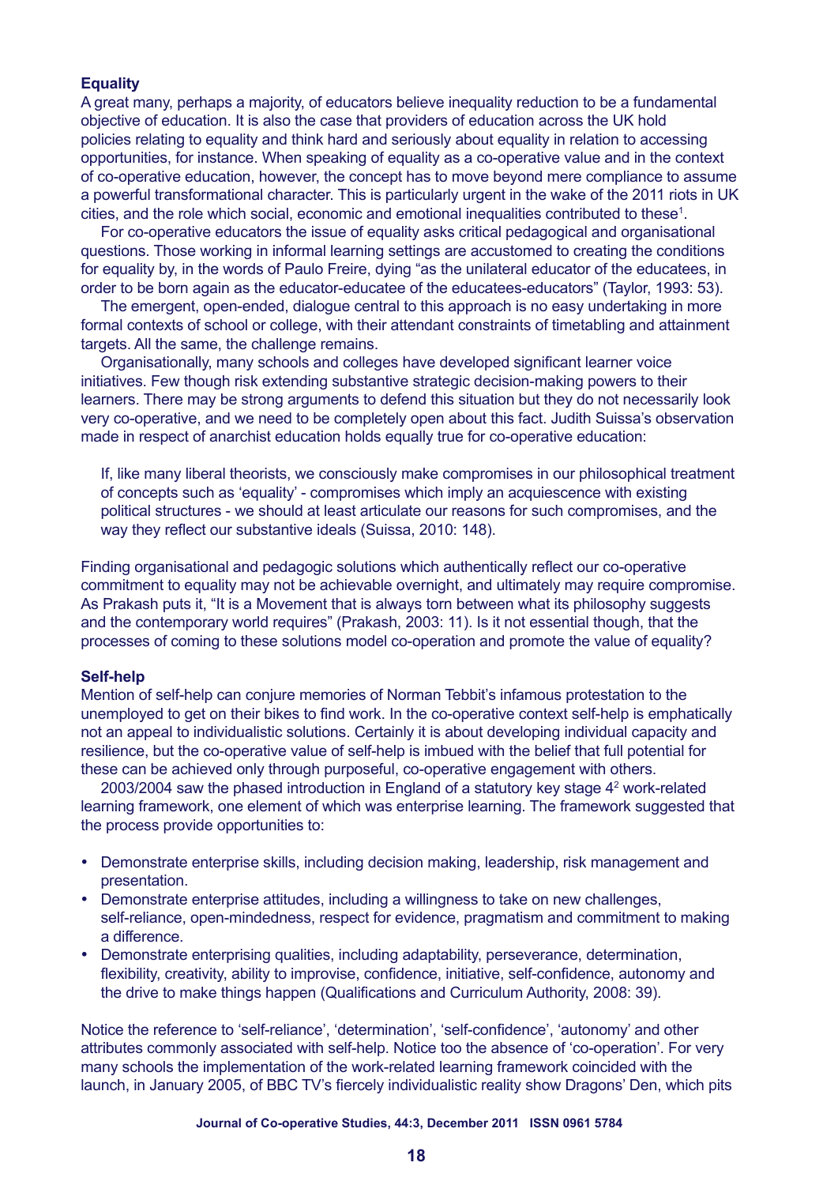### Equality

A great many, perhaps a majority, of educators believe inequality reduction to be a fundamental objective of education. It is also the case that providers of education across the UK hold policies relating to equality and think hard and seriously about equality in relation to accessing opportunities, for instance. When speaking of equality as a co-operative value and in the context of co-operative education, however, the concept has to move beyond mere compliance to assume a powerful transformational character. This is particularly urgent in the wake of the 2011 riots in UK cities, and the role which social, economic and emotional inequalities contributed to these[1].

For co-operative educators the issue of equality asks critical pedagogical and organisational questions. Those working in informal learning settings are accustomed to creating the conditions for equality by, in the words of Paulo Freire, dying "as the unilateral educator of the educatees, in order to be born again as the educator-educatee of the educatees-educators" (Taylor, 1993: 53).

The emergent, open-ended, dialogue central to this approach is no easy undertaking in more formal contexts of school or college, with their attendant constraints of timetabling and attainment targets. All the same, the challenge remains.

Organisationally, many schools and colleges have developed significant learner voice initiatives. Few though risk extending substantive strategic decision-making powers to their learners. There may be strong arguments to defend this situation but they do not necessarily look very co-operative, and we need to be completely open about this fact. Judith Suissa's observation made in respect of anarchist education holds equally true for co-operative education:

> If, like many liberal theorists, we consciously make compromises in our philosophical treatment of concepts such as 'equality' - compromises which imply an acquiescence with existing political structures - we should at least articulate our reasons for such compromises, and the way they reflect our substantive ideals (Suissa, 2010: 148).

Finding organisational and pedagogic solutions which authentically reflect our co-operative commitment to equality may not be achievable overnight, and ultimately may require compromise. As Prakash puts it, "It is a Movement that is always torn between what its philosophy suggests and the contemporary world requires" (Prakash, 2003: 11). Is it not essential though, that the processes of coming to these solutions model co-operation and promote the value of equality?

### Self-help

Mention of self-help can conjure memories of Norman Tebbit's infamous protestation to the unemployed to get on their bikes to find work. In the co-operative context self-help is emphatically not an appeal to individualistic solutions. Certainly it is about developing individual capacity and resilience, but the co-operative value of self-help is imbued with the belief that full potential for these can be achieved only through purposeful, co-operative engagement with others.

2003/2004 saw the phased introduction in England of a statutory key stage 4[2] work-related learning framework, one element of which was enterprise learning. The framework suggested that the process provide opportunities to:

- Demonstrate enterprise skills, including decision making, leadership, risk management and presentation.
- Demonstrate enterprise attitudes, including a willingness to take on new challenges, self-reliance, open-mindedness, respect for evidence, pragmatism and commitment to making a difference.
- Demonstrate enterprising qualities, including adaptability, perseverance, determination, flexibility, creativity, ability to improvise, confidence, initiative, self-confidence, autonomy and the drive to make things happen (Qualifications and Curriculum Authority, 2008: 39).

Notice the reference to 'self-reliance', 'determination', 'self-confidence', 'autonomy' and other attributes commonly associated with self-help. Notice too the absence of 'co-operation'. For very many schools the implementation of the work-related learning framework coincided with the launch, in January 2005, of BBC TV's fiercely individualistic reality show Dragons' Den, which pits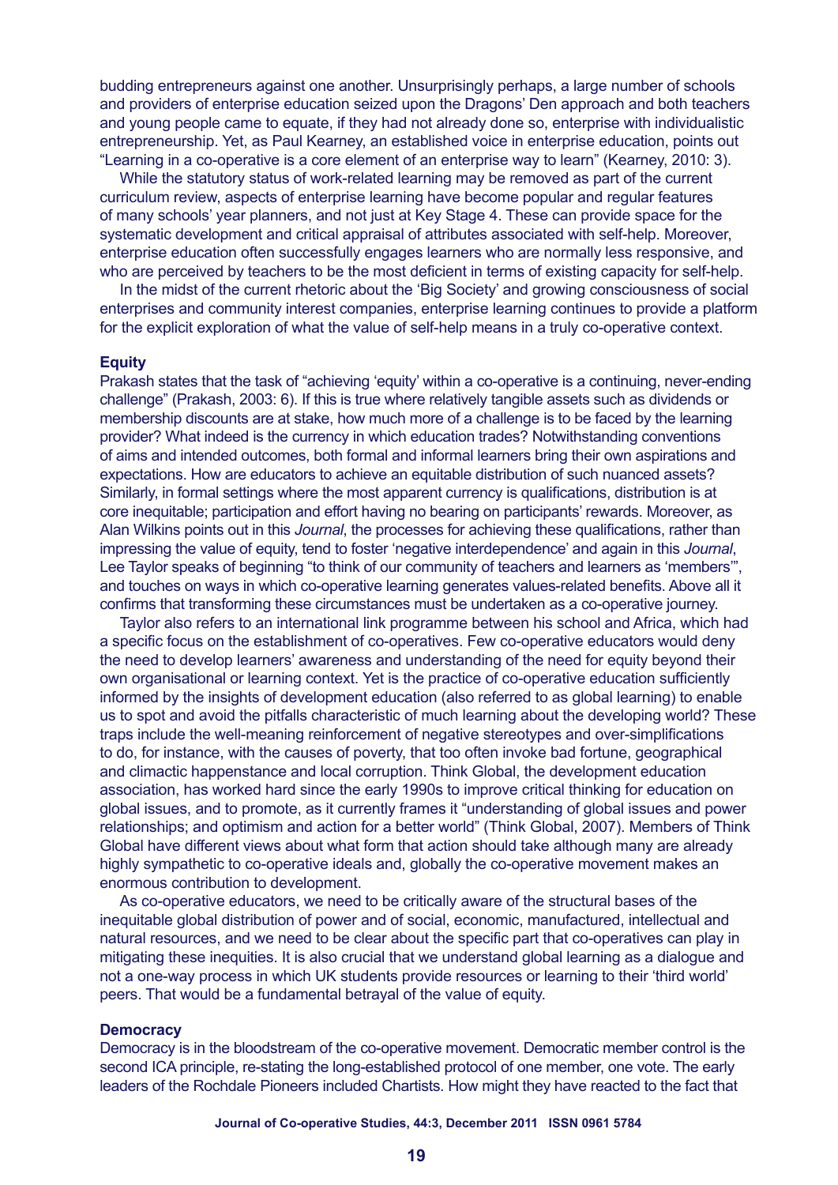budding entrepreneurs against one another. Unsurprisingly perhaps, a large number of schools and providers of enterprise education seized upon the Dragons' Den approach and both teachers and young people came to equate, if they had not already done so, enterprise with individualistic entrepreneurship. Yet, as Paul Kearney, an established voice in enterprise education, points out "Learning in a co-operative is a core element of an enterprise way to learn" (Kearney, 2010: 3).

While the statutory status of work-related learning may be removed as part of the current curriculum review, aspects of enterprise learning have become popular and regular features of many schools' year planners, and not just at Key Stage 4. These can provide space for the systematic development and critical appraisal of attributes associated with self-help. Moreover, enterprise education often successfully engages learners who are normally less responsive, and who are perceived by teachers to be the most deficient in terms of existing capacity for self-help.

In the midst of the current rhetoric about the 'Big Society' and growing consciousness of social enterprises and community interest companies, enterprise learning continues to provide a platform for the explicit exploration of what the value of self-help means in a truly co-operative context.

**Equity**

Prakash states that the task of "achieving 'equity' within a co-operative is a continuing, never-ending challenge" (Prakash, 2003: 6). If this is true where relatively tangible assets such as dividends or membership discounts are at stake, how much more of a challenge is to be faced by the learning provider? What indeed is the currency in which education trades? Notwithstanding conventions of aims and intended outcomes, both formal and informal learners bring their own aspirations and expectations. How are educators to achieve an equitable distribution of such nuanced assets? Similarly, in formal settings where the most apparent currency is qualifications, distribution is at core inequitable; participation and effort having no bearing on participants' rewards. Moreover, as Alan Wilkins points out in this *Journal*, the processes for achieving these qualifications, rather than impressing the value of equity, tend to foster 'negative interdependence' and again in this *Journal*, Lee Taylor speaks of beginning "to think of our community of teachers and learners as 'members'", and touches on ways in which co-operative learning generates values-related benefits. Above all it confirms that transforming these circumstances must be undertaken as a co-operative journey.

Taylor also refers to an international link programme between his school and Africa, which had a specific focus on the establishment of co-operatives. Few co-operative educators would deny the need to develop learners' awareness and understanding of the need for equity beyond their own organisational or learning context. Yet is the practice of co-operative education sufficiently informed by the insights of development education (also referred to as global learning) to enable us to spot and avoid the pitfalls characteristic of much learning about the developing world? These traps include the well-meaning reinforcement of negative stereotypes and over-simplifications to do, for instance, with the causes of poverty, that too often invoke bad fortune, geographical and climactic happenstance and local corruption. Think Global, the development education association, has worked hard since the early 1990s to improve critical thinking for education on global issues, and to promote, as it currently frames it "understanding of global issues and power relationships; and optimism and action for a better world" (Think Global, 2007). Members of Think Global have different views about what form that action should take although many are already highly sympathetic to co-operative ideals and, globally the co-operative movement makes an enormous contribution to development.

As co-operative educators, we need to be critically aware of the structural bases of the inequitable global distribution of power and of social, economic, manufactured, intellectual and natural resources, and we need to be clear about the specific part that co-operatives can play in mitigating these inequities. It is also crucial that we understand global learning as a dialogue and not a one-way process in which UK students provide resources or learning to their 'third world' peers. That would be a fundamental betrayal of the value of equity.

**Democracy**

Democracy is in the bloodstream of the co-operative movement. Democratic member control is the second ICA principle, re-stating the long-established protocol of one member, one vote. The early leaders of the Rochdale Pioneers included Chartists. How might they have reacted to the fact that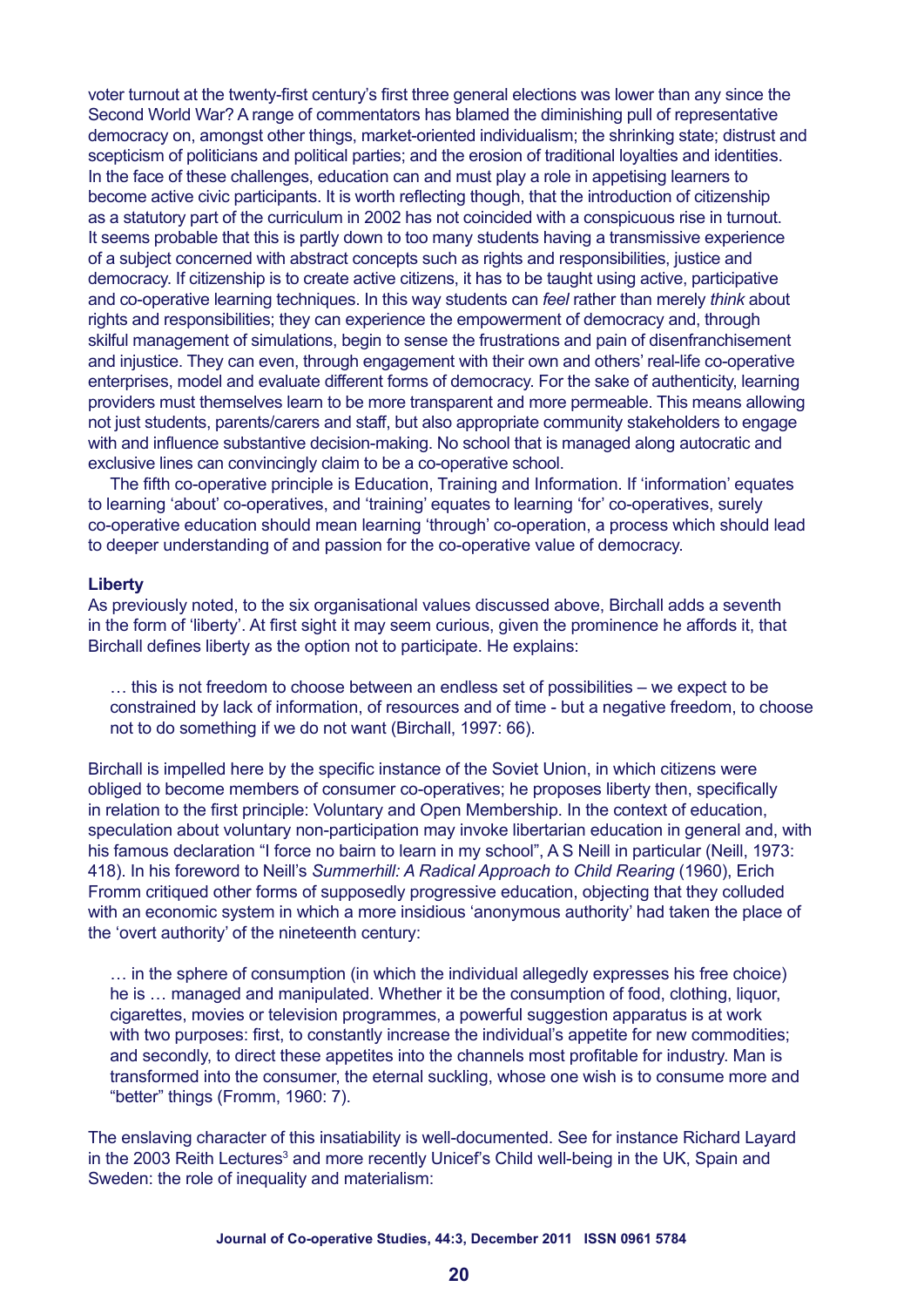voter turnout at the twenty-first century's first three general elections was lower than any since the Second World War? A range of commentators has blamed the diminishing pull of representative democracy on, amongst other things, market-oriented individualism; the shrinking state; distrust and scepticism of politicians and political parties; and the erosion of traditional loyalties and identities. In the face of these challenges, education can and must play a role in appetising learners to become active civic participants. It is worth reflecting though, that the introduction of citizenship as a statutory part of the curriculum in 2002 has not coincided with a conspicuous rise in turnout. It seems probable that this is partly down to too many students having a transmissive experience of a subject concerned with abstract concepts such as rights and responsibilities, justice and democracy. If citizenship is to create active citizens, it has to be taught using active, participative and co-operative learning techniques. In this way students can *feel* rather than merely *think* about rights and responsibilities; they can experience the empowerment of democracy and, through skilful management of simulations, begin to sense the frustrations and pain of disenfranchisement and injustice. They can even, through engagement with their own and others' real-life co-operative enterprises, model and evaluate different forms of democracy. For the sake of authenticity, learning providers must themselves learn to be more transparent and more permeable. This means allowing not just students, parents/carers and staff, but also appropriate community stakeholders to engage with and influence substantive decision-making. No school that is managed along autocratic and exclusive lines can convincingly claim to be a co-operative school.

The fifth co-operative principle is Education, Training and Information. If 'information' equates to learning 'about' co-operatives, and 'training' equates to learning 'for' co-operatives, surely co-operative education should mean learning 'through' co-operation, a process which should lead to deeper understanding of and passion for the co-operative value of democracy.

**Liberty**

As previously noted, to the six organisational values discussed above, Birchall adds a seventh in the form of 'liberty'. At first sight it may seem curious, given the prominence he affords it, that Birchall defines liberty as the option not to participate. He explains:

> … this is not freedom to choose between an endless set of possibilities – we expect to be constrained by lack of information, of resources and of time - but a negative freedom, to choose not to do something if we do not want (Birchall, 1997: 66).

Birchall is impelled here by the specific instance of the Soviet Union, in which citizens were obliged to become members of consumer co-operatives; he proposes liberty then, specifically in relation to the first principle: Voluntary and Open Membership. In the context of education, speculation about voluntary non-participation may invoke libertarian education in general and, with his famous declaration "I force no bairn to learn in my school", A S Neill in particular (Neill, 1973: 418). In his foreword to Neill's *Summerhill: A Radical Approach to Child Rearing* (1960), Erich Fromm critiqued other forms of supposedly progressive education, objecting that they colluded with an economic system in which a more insidious 'anonymous authority' had taken the place of the 'overt authority' of the nineteenth century:

> … in the sphere of consumption (in which the individual allegedly expresses his free choice) he is … managed and manipulated. Whether it be the consumption of food, clothing, liquor, cigarettes, movies or television programmes, a powerful suggestion apparatus is at work with two purposes: first, to constantly increase the individual's appetite for new commodities; and secondly, to direct these appetites into the channels most profitable for industry. Man is transformed into the consumer, the eternal suckling, whose one wish is to consume more and "better" things (Fromm, 1960: 7).

The enslaving character of this insatiability is well-documented. See for instance Richard Layard in the 2003 Reith Lectures[3] and more recently Unicef's Child well-being in the UK, Spain and Sweden: the role of inequality and materialism: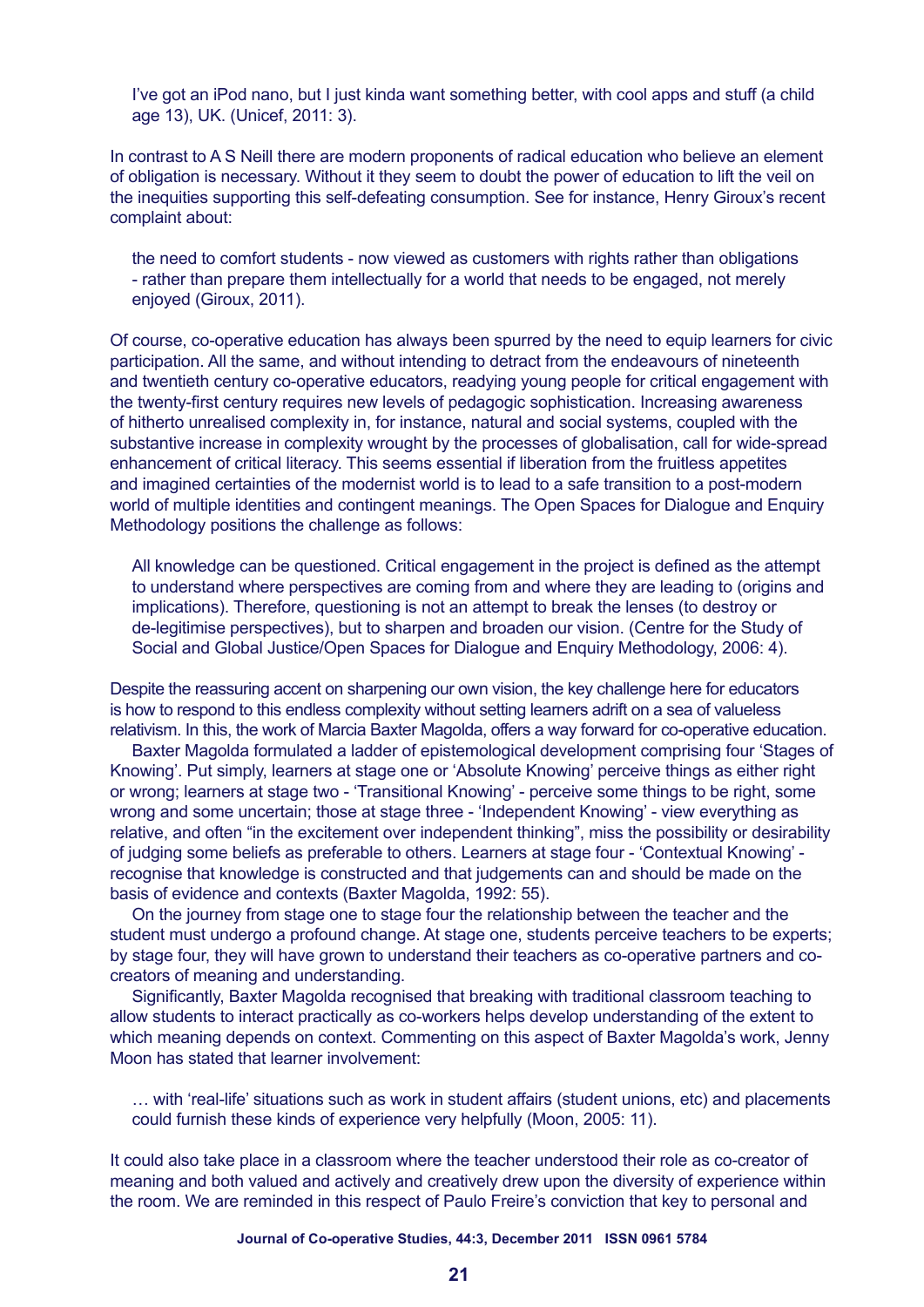> I've got an iPod nano, but I just kinda want something better, with cool apps and stuff (a child age 13), UK. (Unicef, 2011: 3).

In contrast to A S Neill there are modern proponents of radical education who believe an element of obligation is necessary. Without it they seem to doubt the power of education to lift the veil on the inequities supporting this self-defeating consumption. See for instance, Henry Giroux's recent complaint about:

> the need to comfort students - now viewed as customers with rights rather than obligations - rather than prepare them intellectually for a world that needs to be engaged, not merely enjoyed (Giroux, 2011).

Of course, co-operative education has always been spurred by the need to equip learners for civic participation. All the same, and without intending to detract from the endeavours of nineteenth and twentieth century co-operative educators, readying young people for critical engagement with the twenty-first century requires new levels of pedagogic sophistication. Increasing awareness of hitherto unrealised complexity in, for instance, natural and social systems, coupled with the substantive increase in complexity wrought by the processes of globalisation, call for wide-spread enhancement of critical literacy. This seems essential if liberation from the fruitless appetites and imagined certainties of the modernist world is to lead to a safe transition to a post-modern world of multiple identities and contingent meanings. The Open Spaces for Dialogue and Enquiry Methodology positions the challenge as follows:

> All knowledge can be questioned. Critical engagement in the project is defined as the attempt to understand where perspectives are coming from and where they are leading to (origins and implications). Therefore, questioning is not an attempt to break the lenses (to destroy or de-legitimise perspectives), but to sharpen and broaden our vision. (Centre for the Study of Social and Global Justice/Open Spaces for Dialogue and Enquiry Methodology, 2006: 4).

Despite the reassuring accent on sharpening our own vision, the key challenge here for educators is how to respond to this endless complexity without setting learners adrift on a sea of valueless relativism. In this, the work of Marcia Baxter Magolda, offers a way forward for co-operative education.

Baxter Magolda formulated a ladder of epistemological development comprising four 'Stages of Knowing'. Put simply, learners at stage one or 'Absolute Knowing' perceive things as either right or wrong; learners at stage two - 'Transitional Knowing' - perceive some things to be right, some wrong and some uncertain; those at stage three - 'Independent Knowing' - view everything as relative, and often "in the excitement over independent thinking", miss the possibility or desirability of judging some beliefs as preferable to others. Learners at stage four - 'Contextual Knowing' - recognise that knowledge is constructed and that judgements can and should be made on the basis of evidence and contexts (Baxter Magolda, 1992: 55).

On the journey from stage one to stage four the relationship between the teacher and the student must undergo a profound change. At stage one, students perceive teachers to be experts; by stage four, they will have grown to understand their teachers as co-operative partners and co-creators of meaning and understanding.

Significantly, Baxter Magolda recognised that breaking with traditional classroom teaching to allow students to interact practically as co-workers helps develop understanding of the extent to which meaning depends on context. Commenting on this aspect of Baxter Magolda's work, Jenny Moon has stated that learner involvement:

> … with 'real-life' situations such as work in student affairs (student unions, etc) and placements could furnish these kinds of experience very helpfully (Moon, 2005: 11).

It could also take place in a classroom where the teacher understood their role as co-creator of meaning and both valued and actively and creatively drew upon the diversity of experience within the room. We are reminded in this respect of Paulo Freire's conviction that key to personal and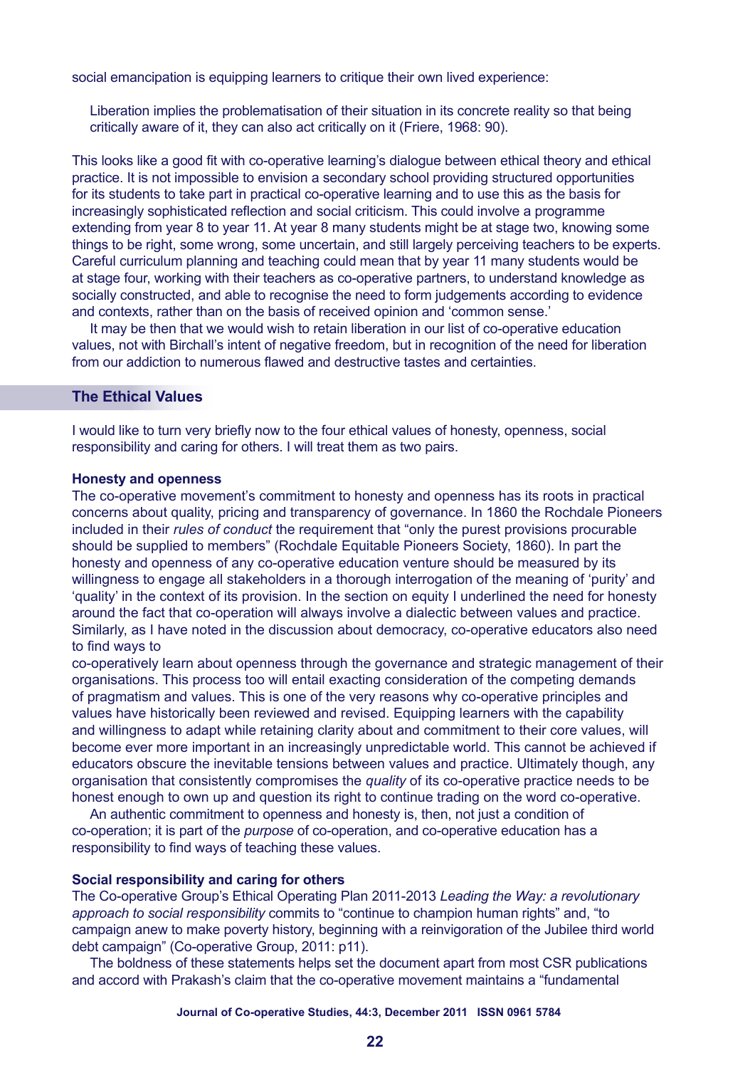social emancipation is equipping learners to critique their own lived experience:

> Liberation implies the problematisation of their situation in its concrete reality so that being critically aware of it, they can also act critically on it (Friere, 1968: 90).

This looks like a good fit with co-operative learning's dialogue between ethical theory and ethical practice. It is not impossible to envision a secondary school providing structured opportunities for its students to take part in practical co-operative learning and to use this as the basis for increasingly sophisticated reflection and social criticism. This could involve a programme extending from year 8 to year 11. At year 8 many students might be at stage two, knowing some things to be right, some wrong, some uncertain, and still largely perceiving teachers to be experts. Careful curriculum planning and teaching could mean that by year 11 many students would be at stage four, working with their teachers as co-operative partners, to understand knowledge as socially constructed, and able to recognise the need to form judgements according to evidence and contexts, rather than on the basis of received opinion and 'common sense.'

It may be then that we would wish to retain liberation in our list of co-operative education values, not with Birchall's intent of negative freedom, but in recognition of the need for liberation from our addiction to numerous flawed and destructive tastes and certainties.

## The Ethical Values

I would like to turn very briefly now to the four ethical values of honesty, openness, social responsibility and caring for others. I will treat them as two pairs.

### Honesty and openness

The co-operative movement's commitment to honesty and openness has its roots in practical concerns about quality, pricing and transparency of governance. In 1860 the Rochdale Pioneers included in their *rules of conduct* the requirement that "only the purest provisions procurable should be supplied to members" (Rochdale Equitable Pioneers Society, 1860). In part the honesty and openness of any co-operative education venture should be measured by its willingness to engage all stakeholders in a thorough interrogation of the meaning of 'purity' and 'quality' in the context of its provision. In the section on equity I underlined the need for honesty around the fact that co-operation will always involve a dialectic between values and practice. Similarly, as I have noted in the discussion about democracy, co-operative educators also need to find ways to co-operatively learn about openness through the governance and strategic management of their organisations. This process too will entail exacting consideration of the competing demands of pragmatism and values. This is one of the very reasons why co-operative principles and values have historically been reviewed and revised. Equipping learners with the capability and willingness to adapt while retaining clarity about and commitment to their core values, will become ever more important in an increasingly unpredictable world. This cannot be achieved if educators obscure the inevitable tensions between values and practice. Ultimately though, any organisation that consistently compromises the *quality* of its co-operative practice needs to be honest enough to own up and question its right to continue trading on the word co-operative.

An authentic commitment to openness and honesty is, then, not just a condition of co-operation; it is part of the *purpose* of co-operation, and co-operative education has a responsibility to find ways of teaching these values.

### Social responsibility and caring for others

The Co-operative Group's Ethical Operating Plan 2011-2013 *Leading the Way: a revolutionary approach to social responsibility* commits to "continue to champion human rights" and, "to campaign anew to make poverty history, beginning with a reinvigoration of the Jubilee third world debt campaign" (Co-operative Group, 2011: p11).

The boldness of these statements helps set the document apart from most CSR publications and accord with Prakash's claim that the co-operative movement maintains a "fundamental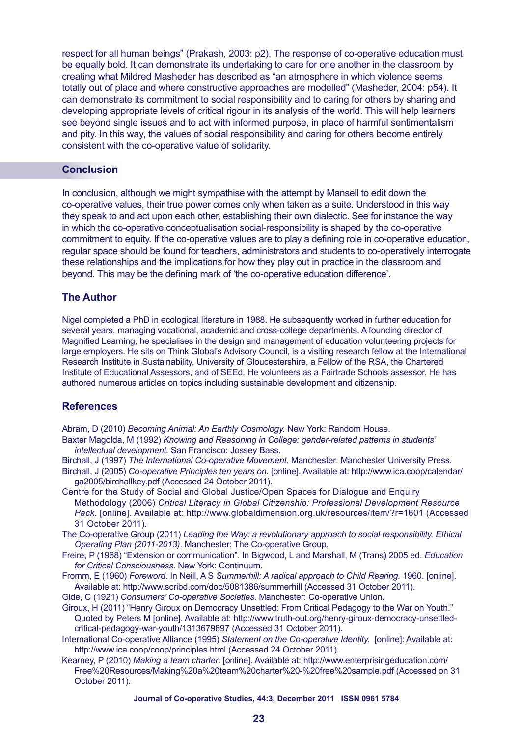respect for all human beings" (Prakash, 2003: p2). The response of co-operative education must be equally bold. It can demonstrate its undertaking to care for one another in the classroom by creating what Mildred Masheder has described as "an atmosphere in which violence seems totally out of place and where constructive approaches are modelled" (Masheder, 2004: p54). It can demonstrate its commitment to social responsibility and to caring for others by sharing and developing appropriate levels of critical rigour in its analysis of the world. This will help learners see beyond single issues and to act with informed purpose, in place of harmful sentimentalism and pity. In this way, the values of social responsibility and caring for others become entirely consistent with the co-operative value of solidarity.

## Conclusion

In conclusion, although we might sympathise with the attempt by Mansell to edit down the co-operative values, their true power comes only when taken as a suite. Understood in this way they speak to and act upon each other, establishing their own dialectic. See for instance the way in which the co-operative conceptualisation social-responsibility is shaped by the co-operative commitment to equity. If the co-operative values are to play a defining role in co-operative education, regular space should be found for teachers, administrators and students to co-operatively interrogate these relationships and the implications for how they play out in practice in the classroom and beyond. This may be the defining mark of 'the co-operative education difference'.

## The Author

Nigel completed a PhD in ecological literature in 1988. He subsequently worked in further education for several years, managing vocational, academic and cross-college departments. A founding director of Magnified Learning, he specialises in the design and management of education volunteering projects for large employers. He sits on Think Global's Advisory Council, is a visiting research fellow at the International Research Institute in Sustainability, University of Gloucestershire, a Fellow of the RSA, the Chartered Institute of Educational Assessors, and of SEEd. He volunteers as a Fairtrade Schools assessor. He has authored numerous articles on topics including sustainable development and citizenship.

## References

Abram, D (2010) *Becoming Animal: An Earthly Cosmology.* New York: Random House.

Baxter Magolda, M (1992) *Knowing and Reasoning in College: gender-related patterns in students' intellectual development.* San Francisco: Jossey Bass.

Birchall, J (1997) *The International Co-operative Movement.* Manchester: Manchester University Press.

Birchall, J (2005) *Co-operative Principles ten years on.* [online]. Available at: http://www.ica.coop/calendar/ga2005/birchallkey.pdf (Accessed 24 October 2011).

Centre for the Study of Social and Global Justice/Open Spaces for Dialogue and Enquiry Methodology (2006) *Critical Literacy in Global Citizenship: Professional Development Resource Pack*. [online]. Available at: http://www.globaldimension.org.uk/resources/item/?r=1601 (Accessed 31 October 2011).

The Co-operative Group (2011) *Leading the Way: a revolutionary approach to social responsibility. Ethical Operating Plan (2011-2013)*. Manchester: The Co-operative Group.

Freire, P (1968) "Extension or communication". In Bigwood, L and Marshall, M (Trans) 2005 ed. *Education for Critical Consciousness*. New York: Continuum.

Fromm, E (1960) *Foreword*. In Neill, A S *Summerhill: A radical approach to Child Rearing.* 1960. [online]. Available at: http://www.scribd.com/doc/5081386/summerhill (Accessed 31 October 2011).

Gide, C (1921) *Consumers' Co-operative Societies*. Manchester: Co-operative Union.

Giroux, H (2011) "Henry Giroux on Democracy Unsettled: From Critical Pedagogy to the War on Youth." Quoted by Peters M [online]. Available at: http://www.truth-out.org/henry-giroux-democracy-unsettled-critical-pedagogy-war-youth/1313679897 (Accessed 31 October 2011).

International Co-operative Alliance (1995) *Statement on the Co-operative Identity.* [online]: Available at: http://www.ica.coop/coop/principles.html (Accessed 24 October 2011).

Kearney, P (2010) *Making a team charter*. [online]. Available at: http://www.enterprisingeducation.com/Free%20Resources/Making%20a%20team%20charter%20-%20free%20sample.pdf (Accessed on 31 October 2011).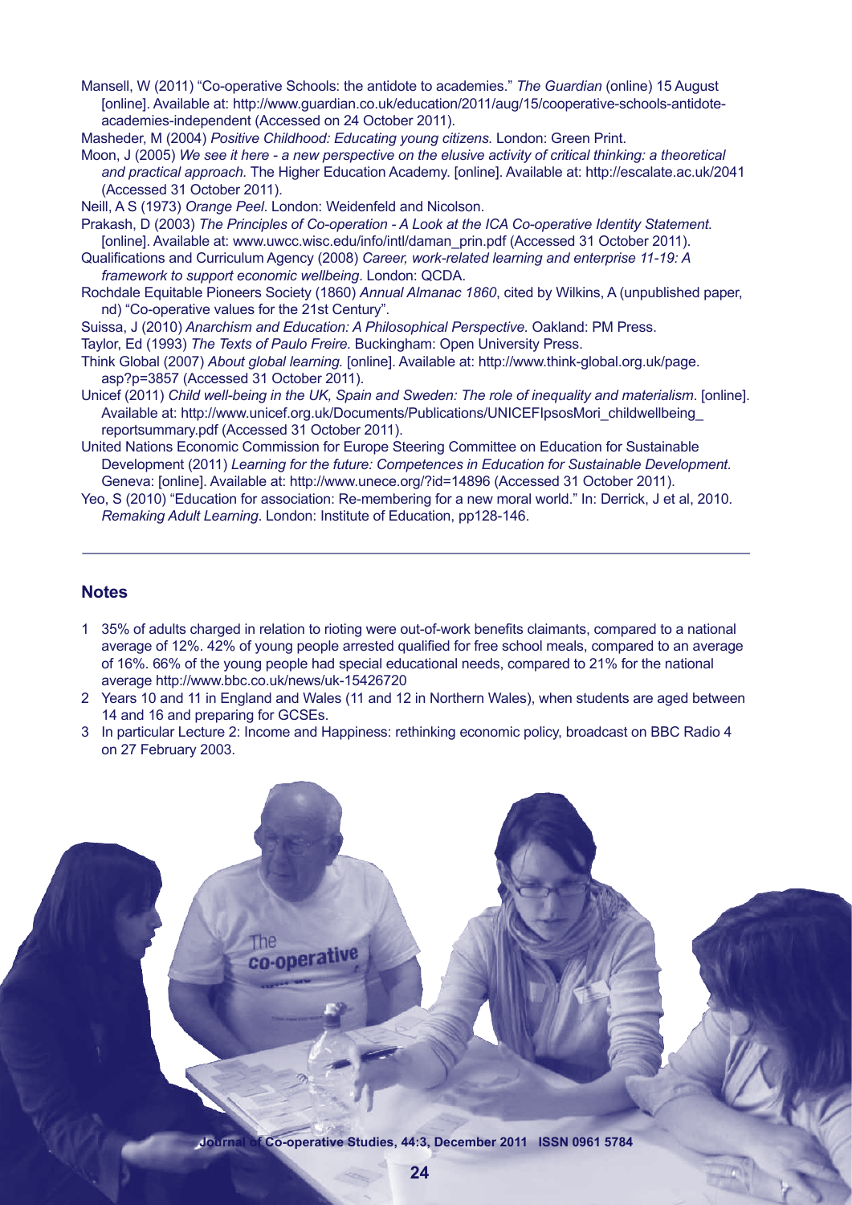Mansell, W (2011) "Co-operative Schools: the antidote to academies." *The Guardian* (online) 15 August [online]. Available at: http://www.guardian.co.uk/education/2011/aug/15/cooperative-schools-antidote-academies-independent (Accessed on 24 October 2011).

Masheder, M (2004) *Positive Childhood: Educating young citizens.* London: Green Print.

Moon, J (2005) *We see it here - a new perspective on the elusive activity of critical thinking: a theoretical and practical approach.* The Higher Education Academy. [online]. Available at: http://escalate.ac.uk/2041 (Accessed 31 October 2011).

Neill, A S (1973) *Orange Peel*. London: Weidenfeld and Nicolson.

Prakash, D (2003) *The Principles of Co-operation - A Look at the ICA Co-operative Identity Statement.* [online]. Available at: www.uwcc.wisc.edu/info/intl/daman_prin.pdf (Accessed 31 October 2011).

Qualifications and Curriculum Agency (2008) *Career, work-related learning and enterprise 11-19: A framework to support economic wellbeing*. London: QCDA.

Rochdale Equitable Pioneers Society (1860) *Annual Almanac 1860*, cited by Wilkins, A (unpublished paper, nd) "Co-operative values for the 21st Century".

Suissa, J (2010) *Anarchism and Education: A Philosophical Perspective.* Oakland: PM Press.

Taylor, Ed (1993) *The Texts of Paulo Freire.* Buckingham: Open University Press.

Think Global (2007) *About global learning.* [online]. Available at: http://www.think-global.org.uk/page.asp?p=3857 (Accessed 31 October 2011).

Unicef (2011) *Child well-being in the UK, Spain and Sweden: The role of inequality and materialism*. [online]. Available at: http://www.unicef.org.uk/Documents/Publications/UNICEFIpsosMori_childwellbeing_reportsummary.pdf (Accessed 31 October 2011).

United Nations Economic Commission for Europe Steering Committee on Education for Sustainable Development (2011) *Learning for the future: Competences in Education for Sustainable Development*. Geneva: [online]. Available at: http://www.unece.org/?id=14896 (Accessed 31 October 2011).

Yeo, S (2010) "Education for association: Re-membering for a new moral world." In: Derrick, J et al, 2010. *Remaking Adult Learning*. London: Institute of Education, pp128-146.

## Notes

1. 35% of adults charged in relation to rioting were out-of-work benefits claimants, compared to a national average of 12%. 42% of young people arrested qualified for free school meals, compared to an average of 16%. 66% of the young people had special educational needs, compared to 21% for the national average http://www.bbc.co.uk/news/uk-15426720
2. Years 10 and 11 in England and Wales (11 and 12 in Northern Wales), when students are aged between 14 and 16 and preparing for GCSEs.
3. In particular Lecture 2: Income and Happiness: rethinking economic policy, broadcast on BBC Radio 4 on 27 February 2003.